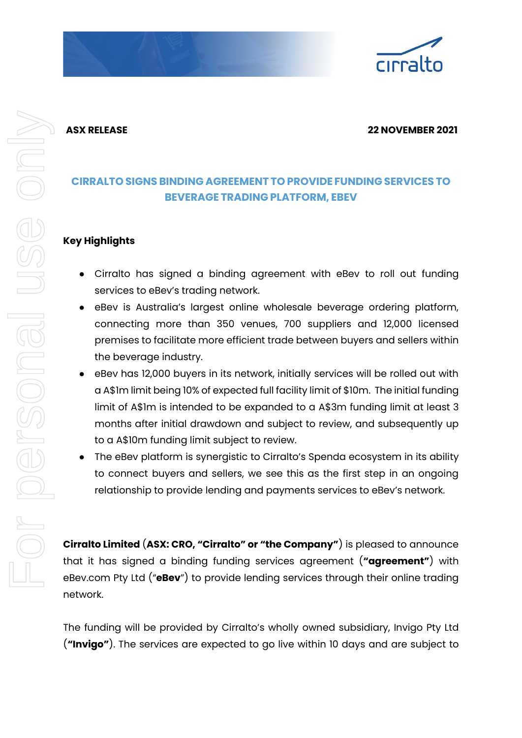**ASX RELEASE** **22 NOVEMBER 2021**

# CIRRALTO SIGNS BINDING AGREEMENT TO PROVIDE FUNDING SERVICES TO BEVERAGE TRADING PLATFORM, EBEV

## Key Highlights

- Cirralto has signed a binding agreement with eBev to roll out funding services to eBev's trading network.
- eBev is Australia's largest online wholesale beverage ordering platform, connecting more than 350 venues, 700 suppliers and 12,000 licensed premises to facilitate more efficient trade between buyers and sellers within the beverage industry.
- eBev has 12,000 buyers in its network, initially services will be rolled out with a A$1m limit being 10% of expected full facility limit of $10m. The initial funding limit of A$1m is intended to be expanded to a A$3m funding limit at least 3 months after initial drawdown and subject to review, and subsequently up to a A$10m funding limit subject to review.
- The eBev platform is synergistic to Cirralto's Spenda ecosystem in its ability to connect buyers and sellers, we see this as the first step in an ongoing relationship to provide lending and payments services to eBev's network.

**Cirralto Limited** (**ASX: CRO, "Cirralto" or "the Company"**) is pleased to announce that it has signed a binding funding services agreement (**"agreement"**) with eBev.com Pty Ltd ("**eBev**") to provide lending services through their online trading network.

The funding will be provided by Cirralto's wholly owned subsidiary, Invigo Pty Ltd (**"Invigo"**). The services are expected to go live within 10 days and are subject to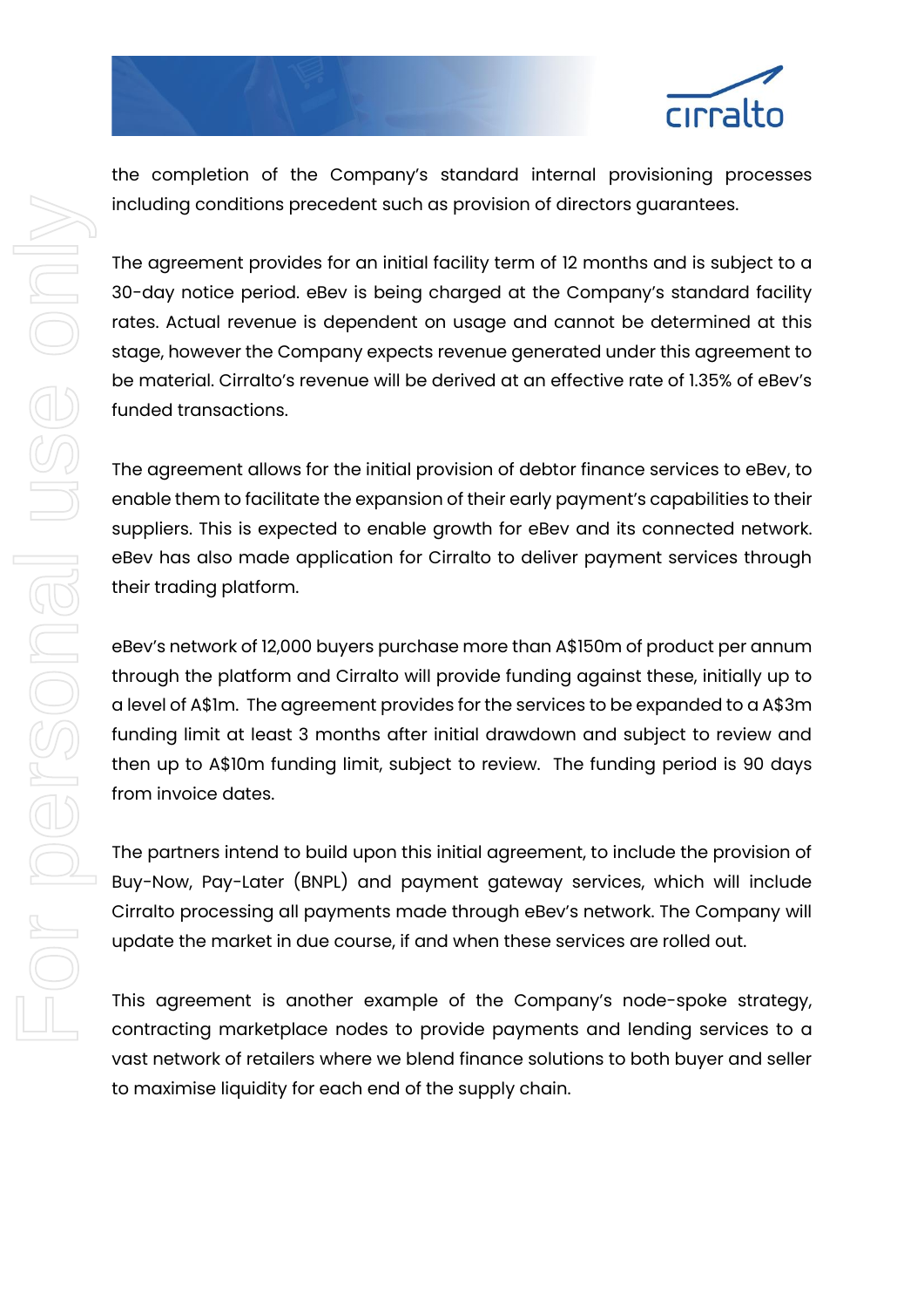the completion of the Company's standard internal provisioning processes including conditions precedent such as provision of directors guarantees.

The agreement provides for an initial facility term of 12 months and is subject to a 30-day notice period. eBev is being charged at the Company's standard facility rates. Actual revenue is dependent on usage and cannot be determined at this stage, however the Company expects revenue generated under this agreement to be material. Cirralto's revenue will be derived at an effective rate of 1.35% of eBev's funded transactions.

The agreement allows for the initial provision of debtor finance services to eBev, to enable them to facilitate the expansion of their early payment's capabilities to their suppliers. This is expected to enable growth for eBev and its connected network. eBev has also made application for Cirralto to deliver payment services through their trading platform.

eBev's network of 12,000 buyers purchase more than A$150m of product per annum through the platform and Cirralto will provide funding against these, initially up to a level of A$1m. The agreement provides for the services to be expanded to a A$3m funding limit at least 3 months after initial drawdown and subject to review and then up to A$10m funding limit, subject to review. The funding period is 90 days from invoice dates.

The partners intend to build upon this initial agreement, to include the provision of Buy-Now, Pay-Later (BNPL) and payment gateway services, which will include Cirralto processing all payments made through eBev's network. The Company will update the market in due course, if and when these services are rolled out.

This agreement is another example of the Company's node-spoke strategy, contracting marketplace nodes to provide payments and lending services to a vast network of retailers where we blend finance solutions to both buyer and seller to maximise liquidity for each end of the supply chain.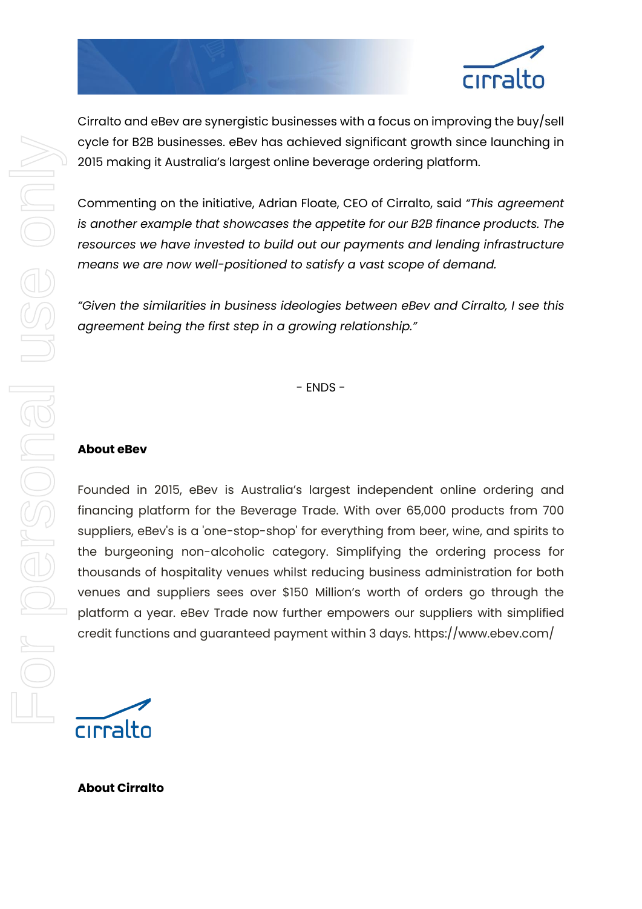Cirralto and eBev are synergistic businesses with a focus on improving the buy/sell cycle for B2B businesses. eBev has achieved significant growth since launching in 2015 making it Australia's largest online beverage ordering platform.

Commenting on the initiative, Adrian Floate, CEO of Cirralto, said *"This agreement is another example that showcases the appetite for our B2B finance products. The resources we have invested to build out our payments and lending infrastructure means we are now well-positioned to satisfy a vast scope of demand.*

*"Given the similarities in business ideologies between eBev and Cirralto, I see this agreement being the first step in a growing relationship."*

\- ENDS -

**About eBev**

Founded in 2015, eBev is Australia's largest independent online ordering and financing platform for the Beverage Trade. With over 65,000 products from 700 suppliers, eBev's is a 'one-stop-shop' for everything from beer, wine, and spirits to the burgeoning non-alcoholic category. Simplifying the ordering process for thousands of hospitality venues whilst reducing business administration for both venues and suppliers sees over $150 Million's worth of orders go through the platform a year. eBev Trade now further empowers our suppliers with simplified credit functions and guaranteed payment within 3 days. https://www.ebev.com/

**About Cirralto**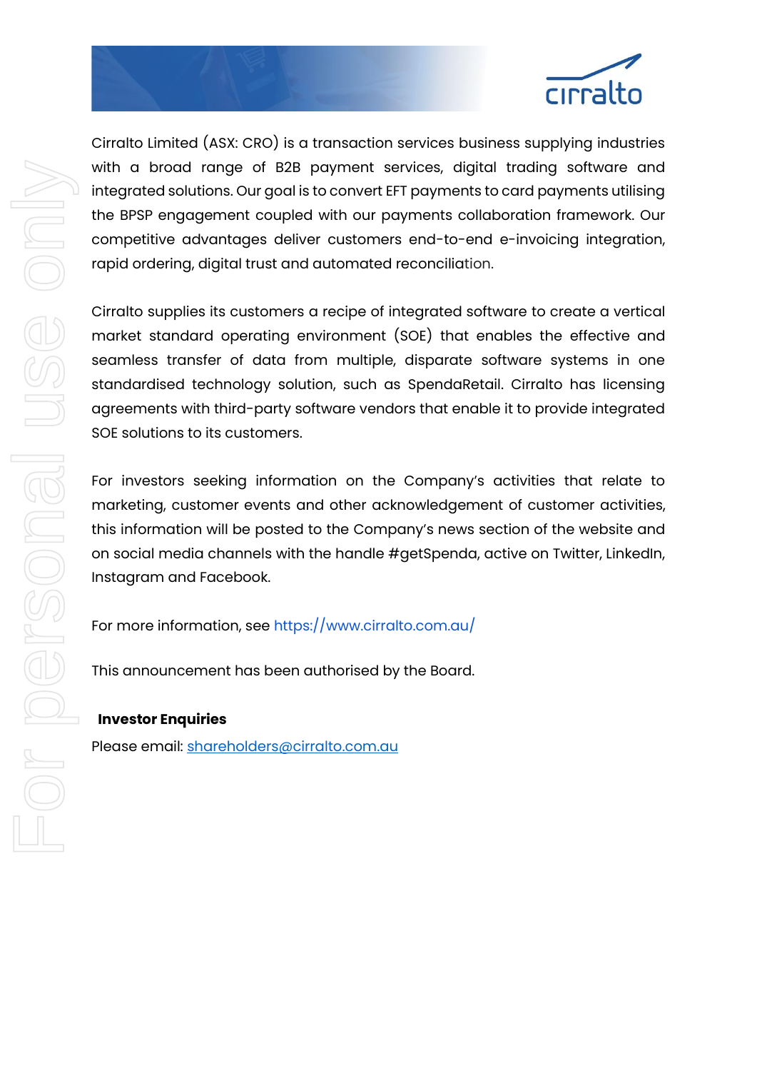Cirralto Limited (ASX: CRO) is a transaction services business supplying industries with a broad range of B2B payment services, digital trading software and integrated solutions. Our goal is to convert EFT payments to card payments utilising the BPSP engagement coupled with our payments collaboration framework. Our competitive advantages deliver customers end-to-end e-invoicing integration, rapid ordering, digital trust and automated reconciliation.

Cirralto supplies its customers a recipe of integrated software to create a vertical market standard operating environment (SOE) that enables the effective and seamless transfer of data from multiple, disparate software systems in one standardised technology solution, such as SpendaRetail. Cirralto has licensing agreements with third-party software vendors that enable it to provide integrated SOE solutions to its customers.

For investors seeking information on the Company's activities that relate to marketing, customer events and other acknowledgement of customer activities, this information will be posted to the Company's news section of the website and on social media channels with the handle #getSpenda, active on Twitter, LinkedIn, Instagram and Facebook.

For more information, see https://www.cirralto.com.au/

This announcement has been authorised by the Board.

**Investor Enquiries**

Please email: shareholders@cirralto.com.au